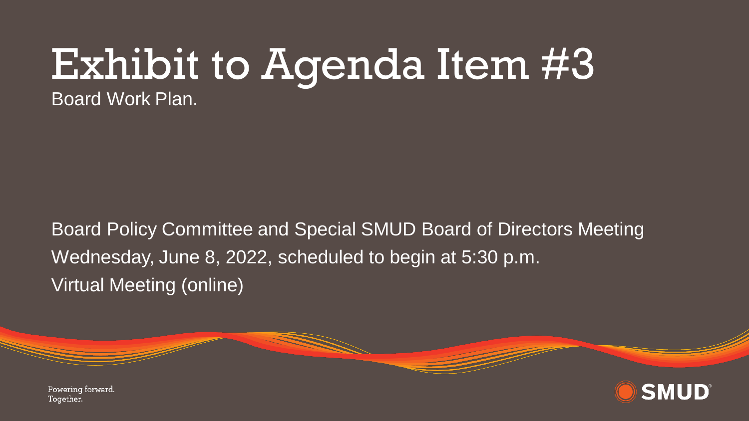# Exhibit to Agenda Item #3

Board Work Plan.

Board Policy Committee and Special SMUD Board of Directors Meeting

Wednesday, June 8, 2022, scheduled to begin at 5:30 p.m.

Virtual Meeting (online)

Powering forward.
Together.

SMUD®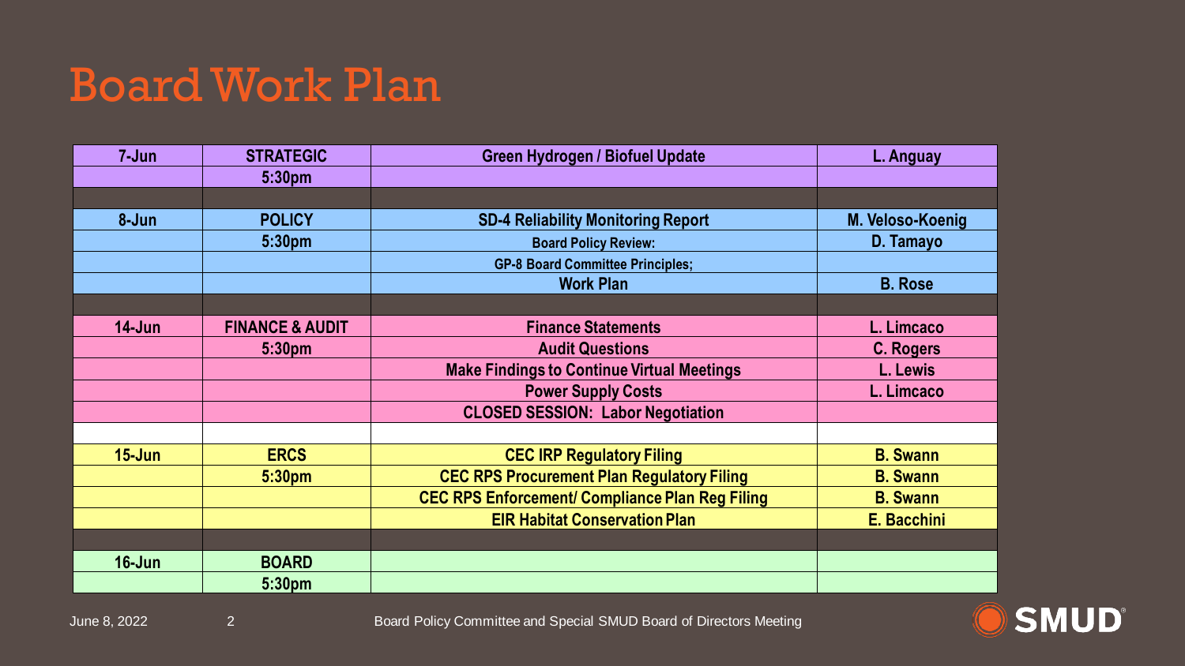# Board Work Plan

| | | | |
|---|---|---|---|
| 7-Jun | STRATEGIC | Green Hydrogen / Biofuel Update | L. Anguay |
| | 5:30pm | | |
| | | | |
| 8-Jun | POLICY | SD-4 Reliability Monitoring Report | M. Veloso-Koenig |
| | 5:30pm | Board Policy Review: | D. Tamayo |
| | | GP-8 Board Committee Principles; | |
| | | Work Plan | B. Rose |
| | | | |
| 14-Jun | FINANCE & AUDIT | Finance Statements | L. Limcaco |
| | 5:30pm | Audit Questions | C. Rogers |
| | | Make Findings to Continue Virtual Meetings | L. Lewis |
| | | Power Supply Costs | L. Limcaco |
| | | CLOSED SESSION: Labor Negotiation | |
| | | | |
| 15-Jun | ERCS | CEC IRP Regulatory Filing | B. Swann |
| | 5:30pm | CEC RPS Procurement Plan Regulatory Filing | B. Swann |
| | | CEC RPS Enforcement/ Compliance Plan Reg Filing | B. Swann |
| | | EIR Habitat Conservation Plan | E. Bacchini |
| | | | |
| 16-Jun | BOARD | | |
| | 5:30pm | | |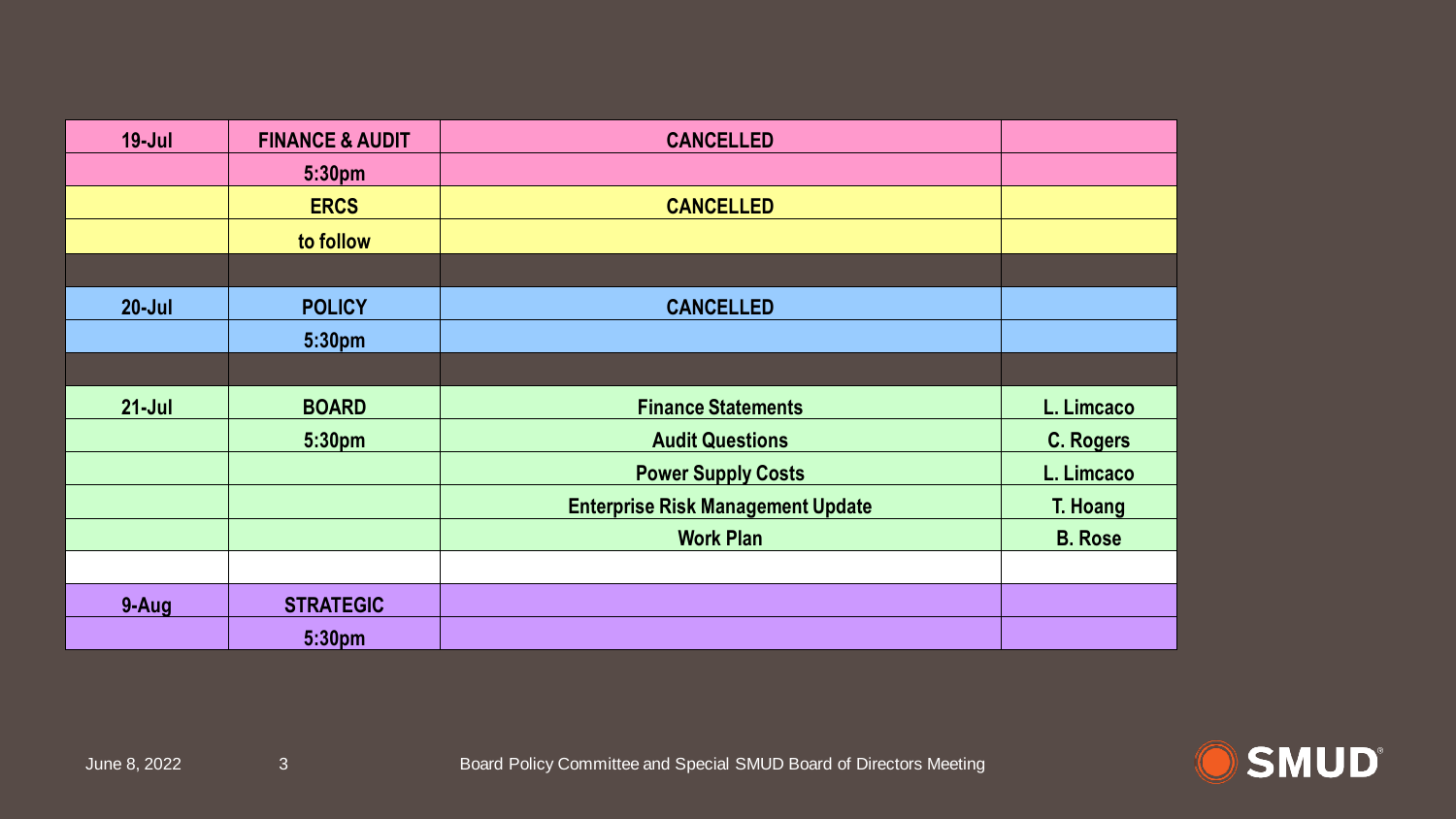| | | | |
|---|---|---|---|
| **19-Jul** | **FINANCE & AUDIT** | **CANCELLED** | |
| | **5:30pm** | | |
| | **ERCS** | **CANCELLED** | |
| | **to follow** | | |
| | | | |
| **20-Jul** | **POLICY** | **CANCELLED** | |
| | **5:30pm** | | |
| | | | |
| **21-Jul** | **BOARD** | **Finance Statements** | **L. Limcaco** |
| | **5:30pm** | **Audit Questions** | **C. Rogers** |
| | | **Power Supply Costs** | **L. Limcaco** |
| | | **Enterprise Risk Management Update** | **T. Hoang** |
| | | **Work Plan** | **B. Rose** |
| | | | |
| **9-Aug** | **STRATEGIC** | | |
| | **5:30pm** | | |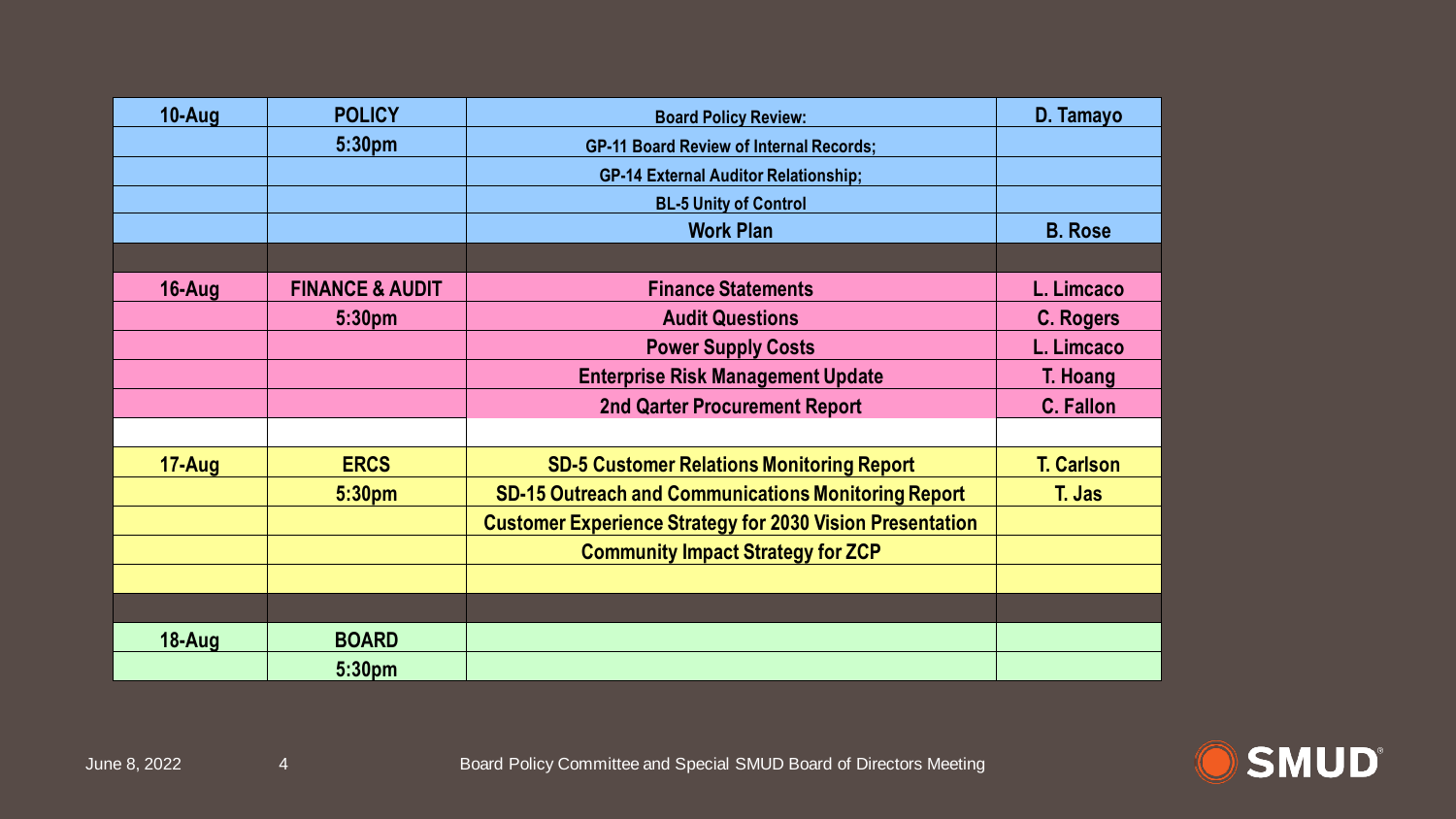| 10-Aug | POLICY | Board Policy Review: | D. Tamayo |
|---|---|---|---|
| | 5:30pm | GP-11 Board Review of Internal Records; | |
| | | GP-14 External Auditor Relationship; | |
| | | BL-5 Unity of Control | |
| | | Work Plan | B. Rose |
| | | | |
| 16-Aug | FINANCE & AUDIT | Finance Statements | L. Limcaco |
| | 5:30pm | Audit Questions | C. Rogers |
| | | Power Supply Costs | L. Limcaco |
| | | Enterprise Risk Management Update | T. Hoang |
| | | 2nd Qarter Procurement Report | C. Fallon |
| | | | |
| 17-Aug | ERCS | SD-5 Customer Relations Monitoring Report | T. Carlson |
| | 5:30pm | SD-15 Outreach and Communications Monitoring Report | T. Jas |
| | | Customer Experience Strategy for 2030 Vision Presentation | |
| | | Community Impact Strategy for ZCP | |
| | | | |
| | | | |
| 18-Aug | BOARD | | |
| | 5:30pm | | |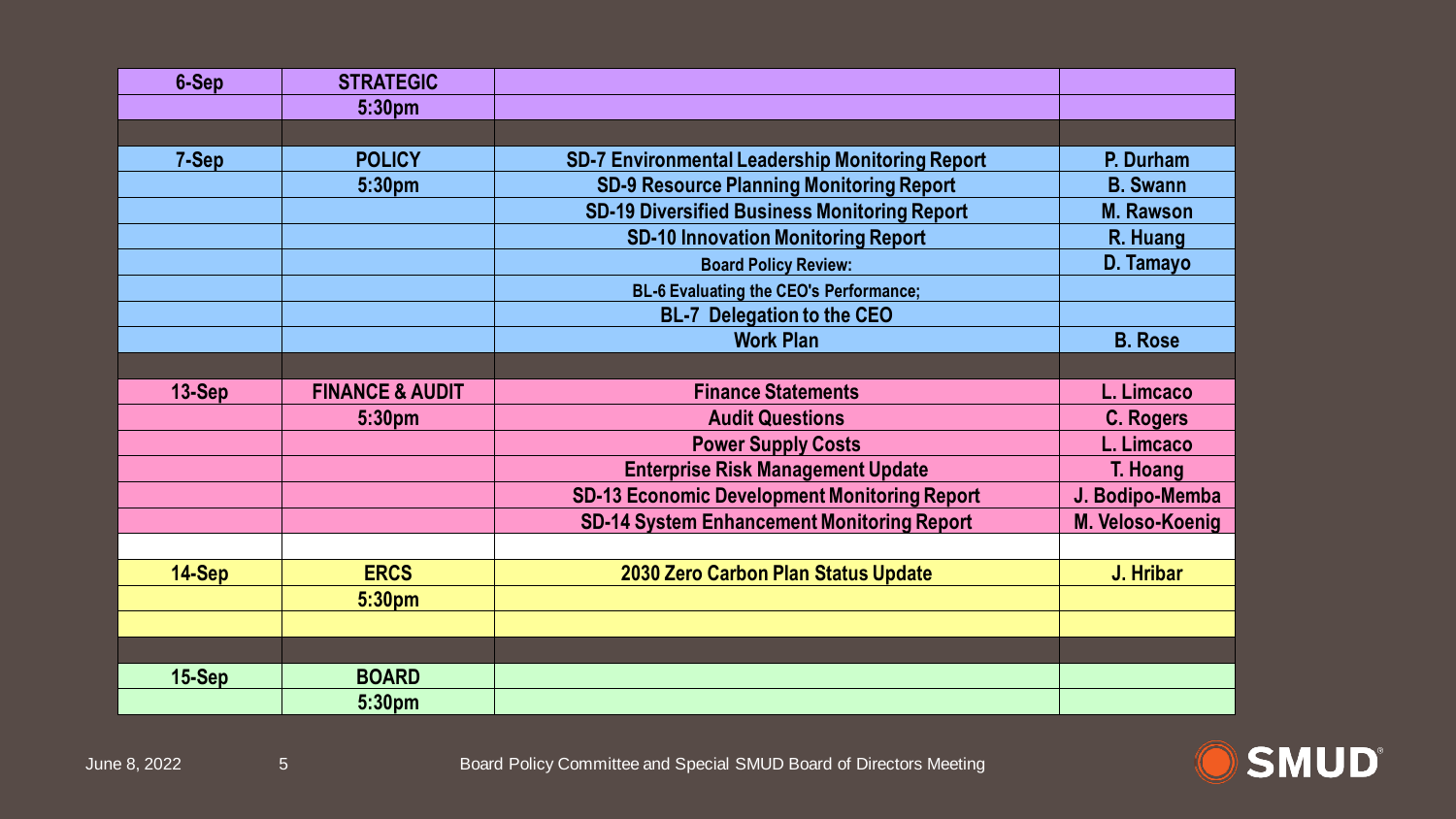| | | | |
|---|---|---|---|
| 6-Sep | STRATEGIC | | |
| | 5:30pm | | |
| | | | |
| 7-Sep | POLICY | SD-7 Environmental Leadership Monitoring Report | P. Durham |
| | 5:30pm | SD-9 Resource Planning Monitoring Report | B. Swann |
| | | SD-19 Diversified Business Monitoring Report | M. Rawson |
| | | SD-10 Innovation Monitoring Report | R. Huang |
| | | Board Policy Review: | D. Tamayo |
| | | BL-6 Evaluating the CEO's Performance; | |
| | | BL-7 Delegation to the CEO | |
| | | Work Plan | B. Rose |
| | | | |
| 13-Sep | FINANCE & AUDIT | Finance Statements | L. Limcaco |
| | 5:30pm | Audit Questions | C. Rogers |
| | | Power Supply Costs | L. Limcaco |
| | | Enterprise Risk Management Update | T. Hoang |
| | | SD-13 Economic Development Monitoring Report | J. Bodipo-Memba |
| | | SD-14 System Enhancement Monitoring Report | M. Veloso-Koenig |
| | | | |
| 14-Sep | ERCS | 2030 Zero Carbon Plan Status Update | J. Hribar |
| | 5:30pm | | |
| | | | |
| | | | |
| 15-Sep | BOARD | | |
| | 5:30pm | | |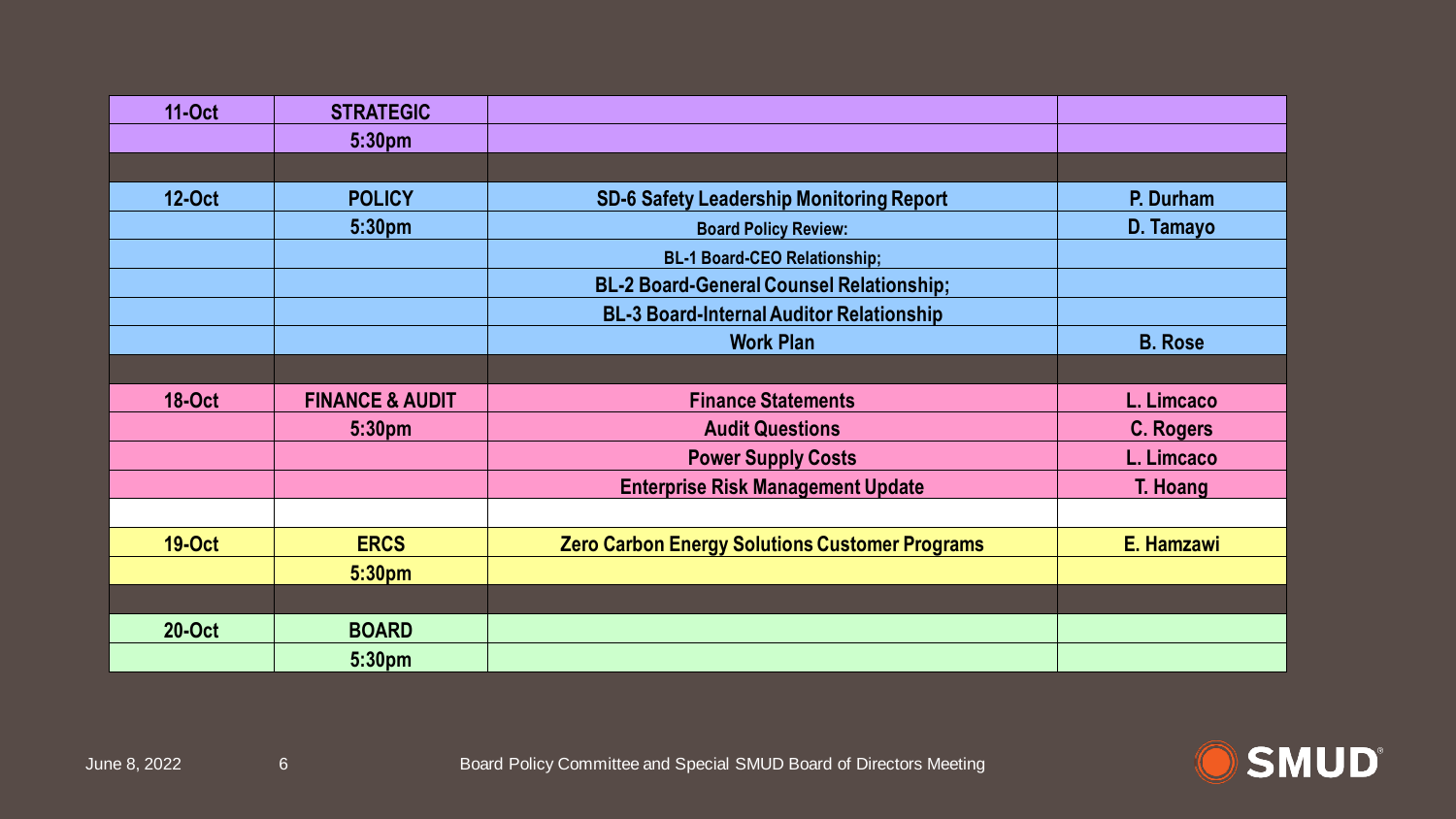| 11-Oct | STRATEGIC | | |
|---|---|---|---|
| | 5:30pm | | |
| | | | |
| 12-Oct | POLICY | SD-6 Safety Leadership Monitoring Report | P. Durham |
| | 5:30pm | Board Policy Review: | D. Tamayo |
| | | BL-1 Board-CEO Relationship; | |
| | | BL-2 Board-General Counsel Relationship; | |
| | | BL-3 Board-Internal Auditor Relationship | |
| | | Work Plan | B. Rose |
| | | | |
| 18-Oct | FINANCE & AUDIT | Finance Statements | L. Limcaco |
| | 5:30pm | Audit Questions | C. Rogers |
| | | Power Supply Costs | L. Limcaco |
| | | Enterprise Risk Management Update | T. Hoang |
| | | | |
| 19-Oct | ERCS | Zero Carbon Energy Solutions Customer Programs | E. Hamzawi |
| | 5:30pm | | |
| | | | |
| 20-Oct | BOARD | | |
| | 5:30pm | | |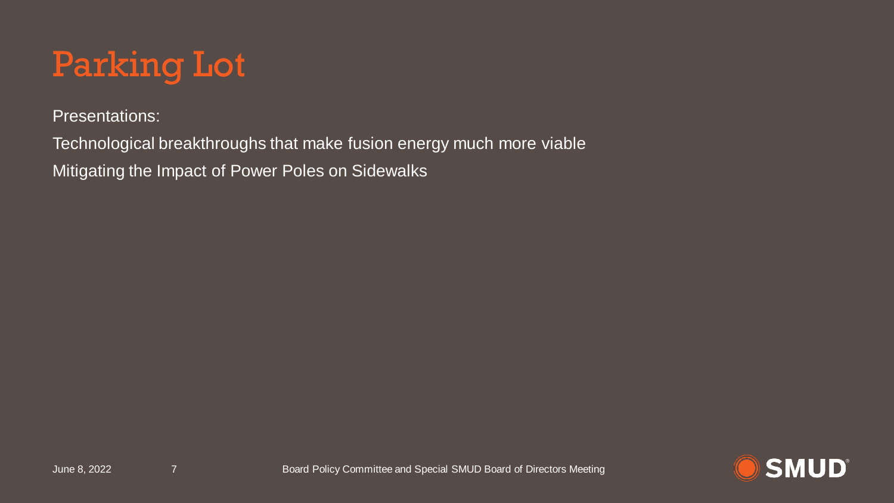# Parking Lot

Presentations:

Technological breakthroughs that make fusion energy much more viable

Mitigating the Impact of Power Poles on Sidewalks